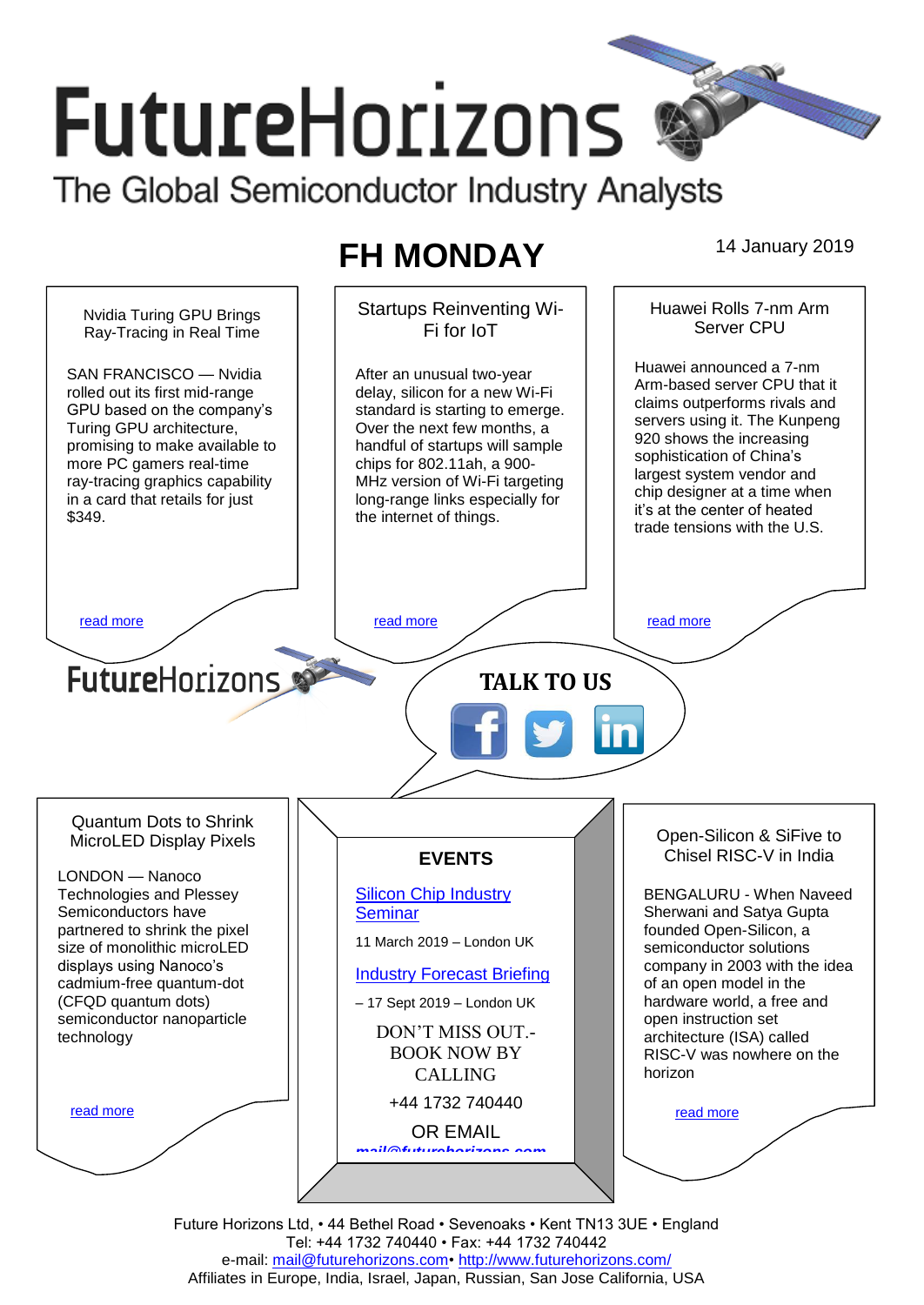# FutureHorizons

The Global Semiconductor Industry Analysts

## FH MONDAY

14 January 2019

### Nvidia Turing GPU Brings Ray-Tracing in Real Time

SAN FRANCISCO — Nvidia rolled out its first mid-range GPU based on the company's Turing GPU architecture, promising to make available to more PC gamers real-time ray-tracing graphics capability in a card that retails for just $349.

read more

### Startups Reinventing Wi-Fi for IoT

After an unusual two-year delay, silicon for a new Wi-Fi standard is starting to emerge. Over the next few months, a handful of startups will sample chips for 802.11ah, a 900-MHz version of Wi-Fi targeting long-range links especially for the internet of things.

read more

### Huawei Rolls 7-nm Arm Server CPU

Huawei announced a 7-nm Arm-based server CPU that it claims outperforms rivals and servers using it. The Kunpeng 920 shows the increasing sophistication of China's largest system vendor and chip designer at a time when it's at the center of heated trade tensions with the U.S.

read more

FutureHorizons

**TALK TO US**

### Quantum Dots to Shrink MicroLED Display Pixels

LONDON — Nanoco Technologies and Plessey Semiconductors have partnered to shrink the pixel size of monolithic microLED displays using Nanoco's cadmium-free quantum-dot (CFQD quantum dots) semiconductor nanoparticle technology

read more

### EVENTS

[Silicon Chip Industry Seminar](#)

11 March 2019 – London UK

[Industry Forecast Briefing](#)

– 17 Sept 2019 – London UK

DON'T MISS OUT.- BOOK NOW BY CALLING

+44 1732 740440

OR EMAIL

mail@futurehorizons.com

### Open-Silicon & SiFive to Chisel RISC-V in India

BENGALURU - When Naveed Sherwani and Satya Gupta founded Open-Silicon, a semiconductor solutions company in 2003 with the idea of an open model in the hardware world, a free and open instruction set architecture (ISA) called RISC-V was nowhere on the horizon

read more

Future Horizons Ltd, • 44 Bethel Road • Sevenoaks • Kent TN13 3UE • England
Tel: +44 1732 740440 • Fax: +44 1732 740442
e-mail: mail@futurehorizons.com• http://www.futurehorizons.com/
Affiliates in Europe, India, Israel, Japan, Russian, San Jose California, USA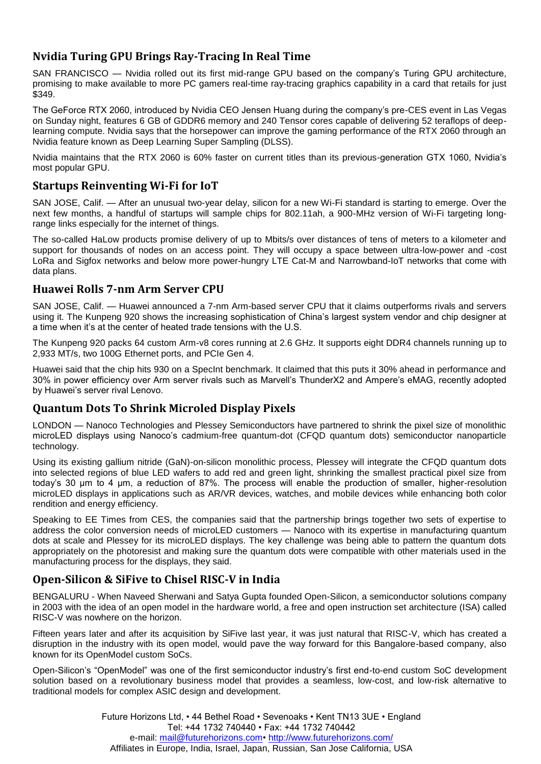## Nvidia Turing GPU Brings Ray-Tracing In Real Time

SAN FRANCISCO — Nvidia rolled out its first mid-range GPU based on the company's Turing GPU architecture, promising to make available to more PC gamers real-time ray-tracing graphics capability in a card that retails for just $349.

The GeForce RTX 2060, introduced by Nvidia CEO Jensen Huang during the company's pre-CES event in Las Vegas on Sunday night, features 6 GB of GDDR6 memory and 240 Tensor cores capable of delivering 52 teraflops of deep-learning compute. Nvidia says that the horsepower can improve the gaming performance of the RTX 2060 through an Nvidia feature known as Deep Learning Super Sampling (DLSS).

Nvidia maintains that the RTX 2060 is 60% faster on current titles than its previous-generation GTX 1060, Nvidia's most popular GPU.

## Startups Reinventing Wi-Fi for IoT

SAN JOSE, Calif. — After an unusual two-year delay, silicon for a new Wi-Fi standard is starting to emerge. Over the next few months, a handful of startups will sample chips for 802.11ah, a 900-MHz version of Wi-Fi targeting long-range links especially for the internet of things.

The so-called HaLow products promise delivery of up to Mbits/s over distances of tens of meters to a kilometer and support for thousands of nodes on an access point. They will occupy a space between ultra-low-power and -cost LoRa and Sigfox networks and below more power-hungry LTE Cat-M and Narrowband-IoT networks that come with data plans.

## Huawei Rolls 7-nm Arm Server CPU

SAN JOSE, Calif. — Huawei announced a 7-nm Arm-based server CPU that it claims outperforms rivals and servers using it. The Kunpeng 920 shows the increasing sophistication of China's largest system vendor and chip designer at a time when it's at the center of heated trade tensions with the U.S.

The Kunpeng 920 packs 64 custom Arm-v8 cores running at 2.6 GHz. It supports eight DDR4 channels running up to 2,933 MT/s, two 100G Ethernet ports, and PCIe Gen 4.

Huawei said that the chip hits 930 on a SpecInt benchmark. It claimed that this puts it 30% ahead in performance and 30% in power efficiency over Arm server rivals such as Marvell's ThunderX2 and Ampere's eMAG, recently adopted by Huawei's server rival Lenovo.

## Quantum Dots To Shrink Microled Display Pixels

LONDON — Nanoco Technologies and Plessey Semiconductors have partnered to shrink the pixel size of monolithic microLED displays using Nanoco's cadmium-free quantum-dot (CFQD quantum dots) semiconductor nanoparticle technology.

Using its existing gallium nitride (GaN)-on-silicon monolithic process, Plessey will integrate the CFQD quantum dots into selected regions of blue LED wafers to add red and green light, shrinking the smallest practical pixel size from today's 30 µm to 4 µm, a reduction of 87%. The process will enable the production of smaller, higher-resolution microLED displays in applications such as AR/VR devices, watches, and mobile devices while enhancing both color rendition and energy efficiency.

Speaking to EE Times from CES, the companies said that the partnership brings together two sets of expertise to address the color conversion needs of microLED customers — Nanoco with its expertise in manufacturing quantum dots at scale and Plessey for its microLED displays. The key challenge was being able to pattern the quantum dots appropriately on the photoresist and making sure the quantum dots were compatible with other materials used in the manufacturing process for the displays, they said.

## Open-Silicon & SiFive to Chisel RISC-V in India

BENGALURU - When Naveed Sherwani and Satya Gupta founded Open-Silicon, a semiconductor solutions company in 2003 with the idea of an open model in the hardware world, a free and open instruction set architecture (ISA) called RISC-V was nowhere on the horizon.

Fifteen years later and after its acquisition by SiFive last year, it was just natural that RISC-V, which has created a disruption in the industry with its open model, would pave the way forward for this Bangalore-based company, also known for its OpenModel custom SoCs.

Open-Silicon's "OpenModel" was one of the first semiconductor industry's first end-to-end custom SoC development solution based on a revolutionary business model that provides a seamless, low-cost, and low-risk alternative to traditional models for complex ASIC design and development.